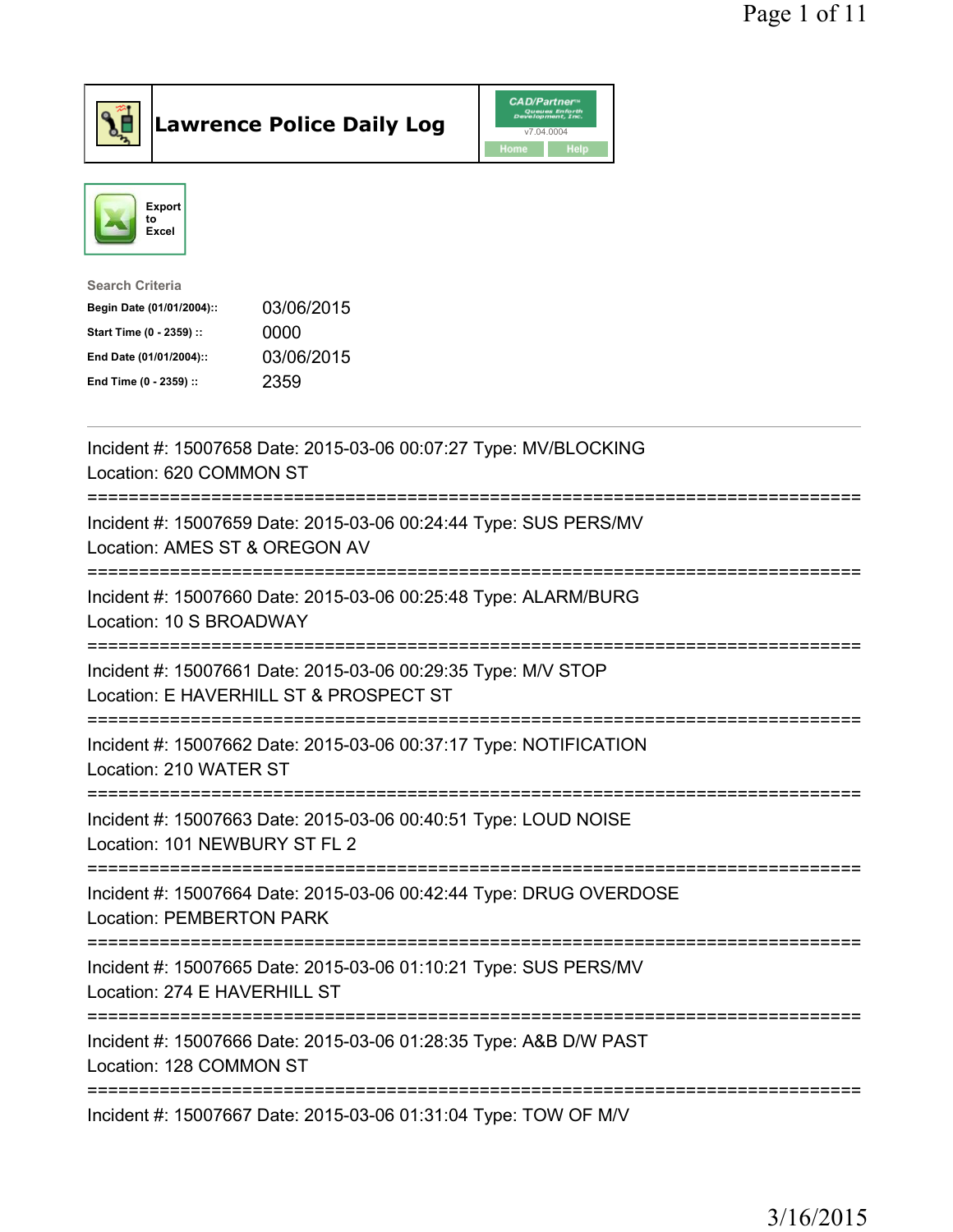# Lawrence Police Daily Log

CAD/Partner v7.04.0004

Home Help

Export to Excel

Search Criteria

| | |
|---|---|
| **Begin Date (01/01/2004)::** | 03/06/2015 |
| **Start Time (0 - 2359) ::** | 0000 |
| **End Date (01/01/2004)::** | 03/06/2015 |
| **End Time (0 - 2359) ::** | 2359 |

---

Incident #: 15007658 Date: 2015-03-06 00:07:27 Type: MV/BLOCKING
Location: 620 COMMON ST

===========================================================================

Incident #: 15007659 Date: 2015-03-06 00:24:44 Type: SUS PERS/MV
Location: AMES ST & OREGON AV

===========================================================================

Incident #: 15007660 Date: 2015-03-06 00:25:48 Type: ALARM/BURG
Location: 10 S BROADWAY

===========================================================================

Incident #: 15007661 Date: 2015-03-06 00:29:35 Type: M/V STOP
Location: E HAVERHILL ST & PROSPECT ST

===========================================================================

Incident #: 15007662 Date: 2015-03-06 00:37:17 Type: NOTIFICATION
Location: 210 WATER ST

===========================================================================

Incident #: 15007663 Date: 2015-03-06 00:40:51 Type: LOUD NOISE
Location: 101 NEWBURY ST FL 2

===========================================================================

Incident #: 15007664 Date: 2015-03-06 00:42:44 Type: DRUG OVERDOSE
Location: PEMBERTON PARK

===========================================================================

Incident #: 15007665 Date: 2015-03-06 01:10:21 Type: SUS PERS/MV
Location: 274 E HAVERHILL ST

===========================================================================

Incident #: 15007666 Date: 2015-03-06 01:28:35 Type: A&B D/W PAST
Location: 128 COMMON ST

===========================================================================

Incident #: 15007667 Date: 2015-03-06 01:31:04 Type: TOW OF M/V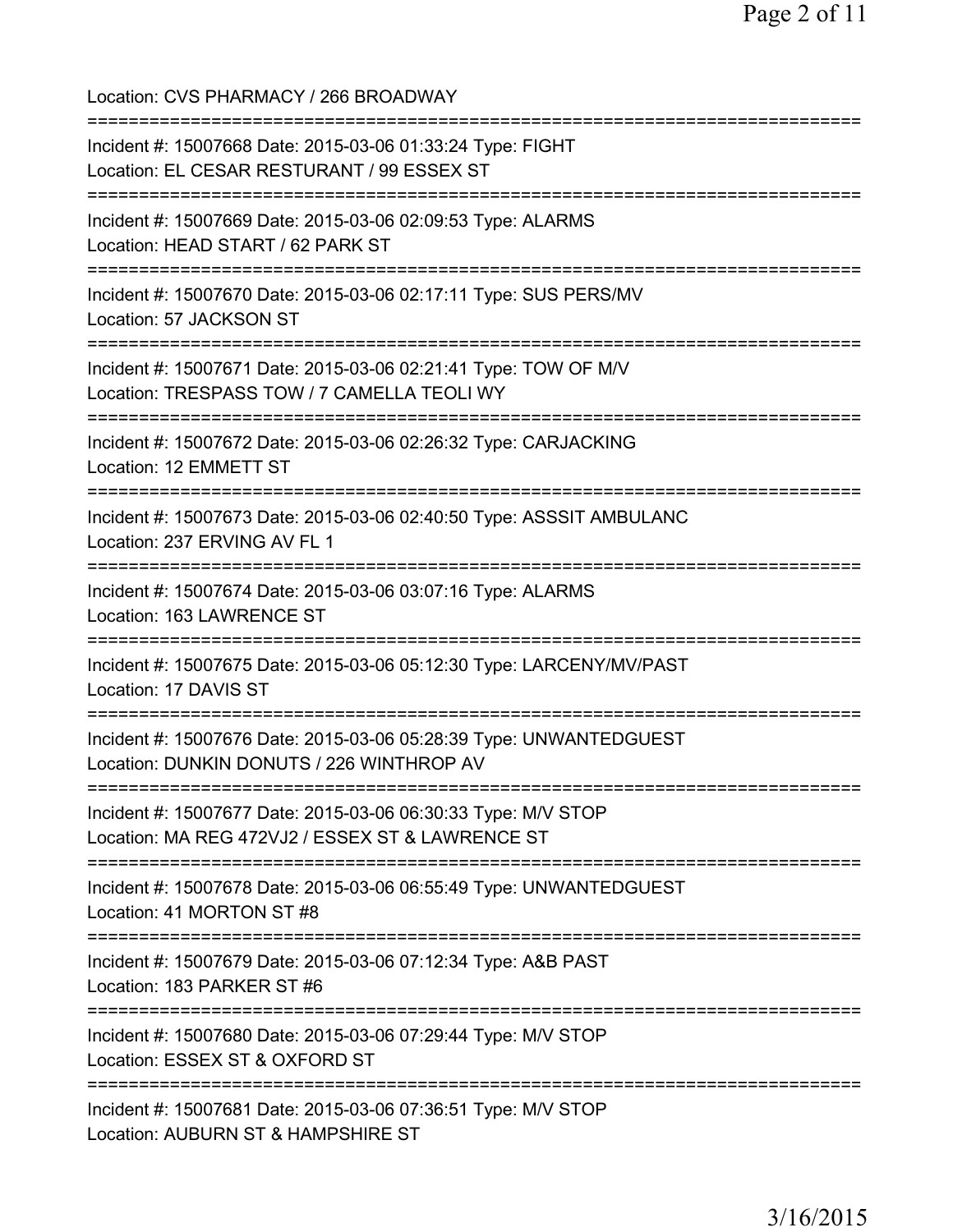Location: CVS PHARMACY / 266 BROADWAY

===========================================================================

Incident #: 15007668 Date: 2015-03-06 01:33:24 Type: FIGHT
Location: EL CESAR RESTURANT / 99 ESSEX ST

===========================================================================

Incident #: 15007669 Date: 2015-03-06 02:09:53 Type: ALARMS
Location: HEAD START / 62 PARK ST

===========================================================================

Incident #: 15007670 Date: 2015-03-06 02:17:11 Type: SUS PERS/MV
Location: 57 JACKSON ST

===========================================================================

Incident #: 15007671 Date: 2015-03-06 02:21:41 Type: TOW OF M/V
Location: TRESPASS TOW / 7 CAMELLA TEOLI WY

===========================================================================

Incident #: 15007672 Date: 2015-03-06 02:26:32 Type: CARJACKING
Location: 12 EMMETT ST

===========================================================================

Incident #: 15007673 Date: 2015-03-06 02:40:50 Type: ASSSIT AMBULANC
Location: 237 ERVING AV FL 1

===========================================================================

Incident #: 15007674 Date: 2015-03-06 03:07:16 Type: ALARMS
Location: 163 LAWRENCE ST

===========================================================================

Incident #: 15007675 Date: 2015-03-06 05:12:30 Type: LARCENY/MV/PAST
Location: 17 DAVIS ST

===========================================================================

Incident #: 15007676 Date: 2015-03-06 05:28:39 Type: UNWANTEDGUEST
Location: DUNKIN DONUTS / 226 WINTHROP AV

===========================================================================

Incident #: 15007677 Date: 2015-03-06 06:30:33 Type: M/V STOP
Location: MA REG 472VJ2 / ESSEX ST & LAWRENCE ST

===========================================================================

Incident #: 15007678 Date: 2015-03-06 06:55:49 Type: UNWANTEDGUEST
Location: 41 MORTON ST #8

===========================================================================

Incident #: 15007679 Date: 2015-03-06 07:12:34 Type: A&B PAST
Location: 183 PARKER ST #6

===========================================================================

Incident #: 15007680 Date: 2015-03-06 07:29:44 Type: M/V STOP
Location: ESSEX ST & OXFORD ST

===========================================================================

Incident #: 15007681 Date: 2015-03-06 07:36:51 Type: M/V STOP
Location: AUBURN ST & HAMPSHIRE ST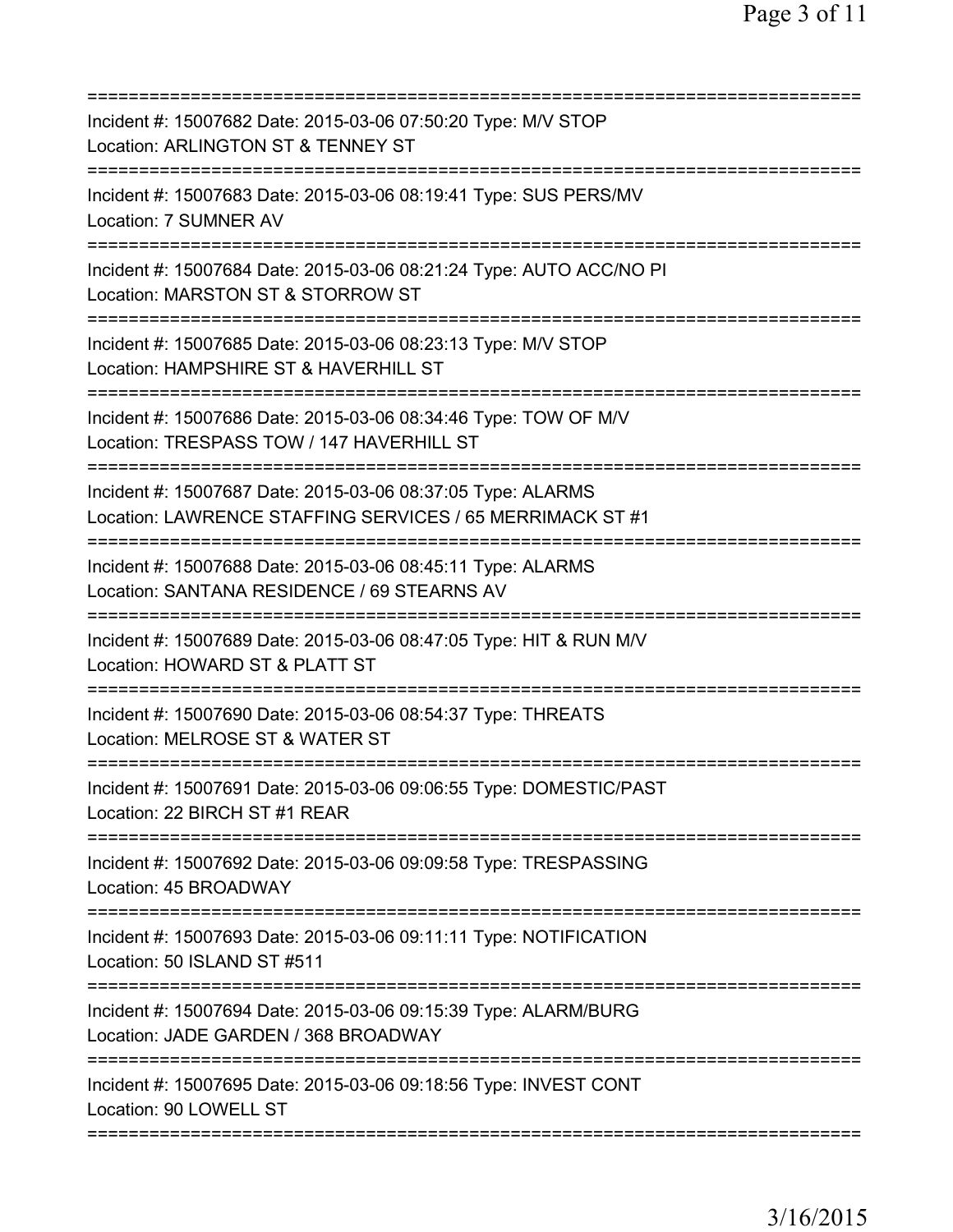Incident #: 15007682 Date: 2015-03-06 07:50:20 Type: M/V STOP
Location: ARLINGTON ST & TENNEY ST

Incident #: 15007683 Date: 2015-03-06 08:19:41 Type: SUS PERS/MV
Location: 7 SUMNER AV

Incident #: 15007684 Date: 2015-03-06 08:21:24 Type: AUTO ACC/NO PI
Location: MARSTON ST & STORROW ST

Incident #: 15007685 Date: 2015-03-06 08:23:13 Type: M/V STOP
Location: HAMPSHIRE ST & HAVERHILL ST

Incident #: 15007686 Date: 2015-03-06 08:34:46 Type: TOW OF M/V
Location: TRESPASS TOW / 147 HAVERHILL ST

Incident #: 15007687 Date: 2015-03-06 08:37:05 Type: ALARMS
Location: LAWRENCE STAFFING SERVICES / 65 MERRIMACK ST #1

Incident #: 15007688 Date: 2015-03-06 08:45:11 Type: ALARMS
Location: SANTANA RESIDENCE / 69 STEARNS AV

Incident #: 15007689 Date: 2015-03-06 08:47:05 Type: HIT & RUN M/V
Location: HOWARD ST & PLATT ST

Incident #: 15007690 Date: 2015-03-06 08:54:37 Type: THREATS
Location: MELROSE ST & WATER ST

Incident #: 15007691 Date: 2015-03-06 09:06:55 Type: DOMESTIC/PAST
Location: 22 BIRCH ST #1 REAR

Incident #: 15007692 Date: 2015-03-06 09:09:58 Type: TRESPASSING
Location: 45 BROADWAY

Incident #: 15007693 Date: 2015-03-06 09:11:11 Type: NOTIFICATION
Location: 50 ISLAND ST #511

Incident #: 15007694 Date: 2015-03-06 09:15:39 Type: ALARM/BURG
Location: JADE GARDEN / 368 BROADWAY

Incident #: 15007695 Date: 2015-03-06 09:18:56 Type: INVEST CONT
Location: 90 LOWELL ST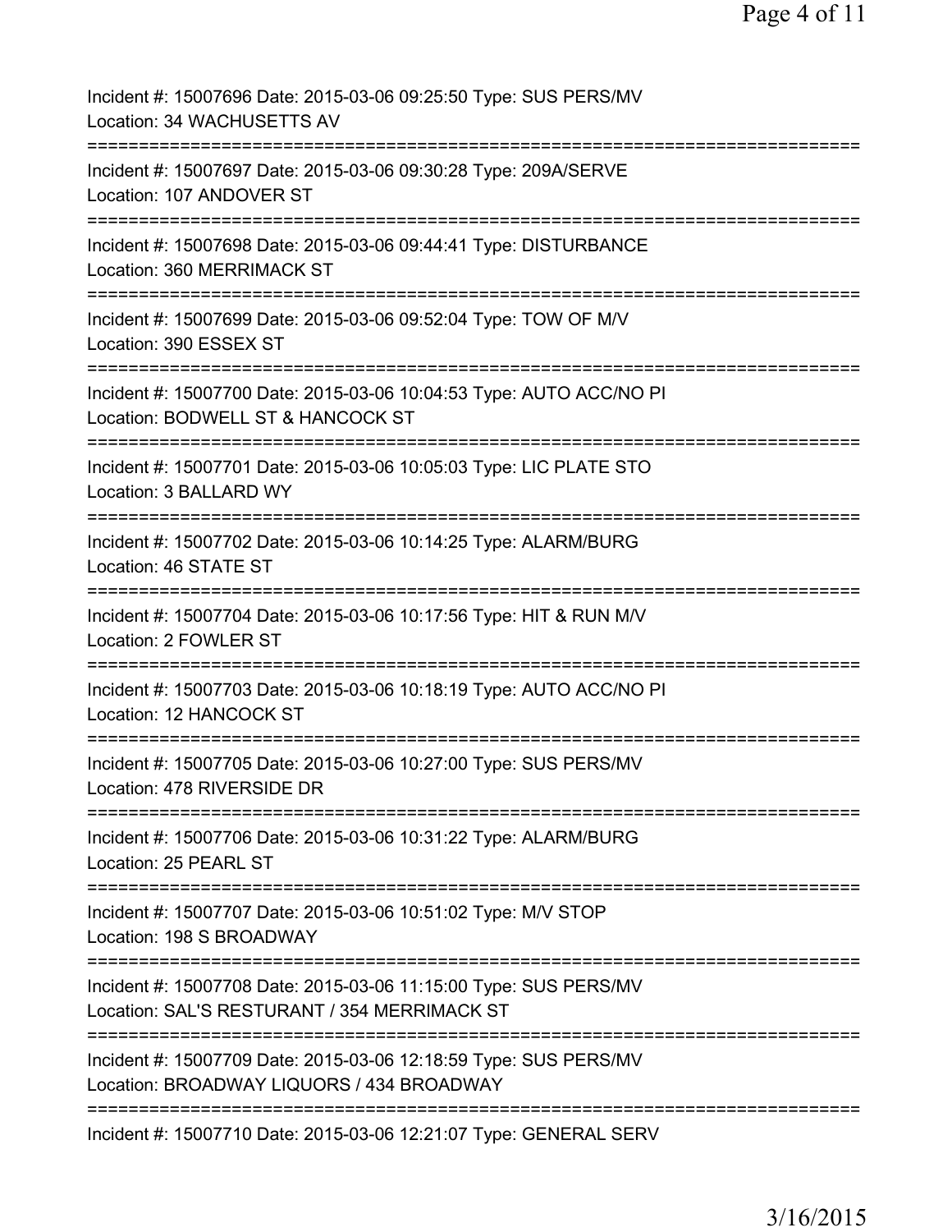Incident #: 15007696 Date: 2015-03-06 09:25:50 Type: SUS PERS/MV
Location: 34 WACHUSETTS AV

===========================================================================

Incident #: 15007697 Date: 2015-03-06 09:30:28 Type: 209A/SERVE
Location: 107 ANDOVER ST

===========================================================================

Incident #: 15007698 Date: 2015-03-06 09:44:41 Type: DISTURBANCE
Location: 360 MERRIMACK ST

===========================================================================

Incident #: 15007699 Date: 2015-03-06 09:52:04 Type: TOW OF M/V
Location: 390 ESSEX ST

===========================================================================

Incident #: 15007700 Date: 2015-03-06 10:04:53 Type: AUTO ACC/NO PI
Location: BODWELL ST & HANCOCK ST

===========================================================================

Incident #: 15007701 Date: 2015-03-06 10:05:03 Type: LIC PLATE STO
Location: 3 BALLARD WY

===========================================================================

Incident #: 15007702 Date: 2015-03-06 10:14:25 Type: ALARM/BURG
Location: 46 STATE ST

===========================================================================

Incident #: 15007704 Date: 2015-03-06 10:17:56 Type: HIT & RUN M/V
Location: 2 FOWLER ST

===========================================================================

Incident #: 15007703 Date: 2015-03-06 10:18:19 Type: AUTO ACC/NO PI
Location: 12 HANCOCK ST

===========================================================================

Incident #: 15007705 Date: 2015-03-06 10:27:00 Type: SUS PERS/MV
Location: 478 RIVERSIDE DR

===========================================================================

Incident #: 15007706 Date: 2015-03-06 10:31:22 Type: ALARM/BURG
Location: 25 PEARL ST

===========================================================================

Incident #: 15007707 Date: 2015-03-06 10:51:02 Type: M/V STOP
Location: 198 S BROADWAY

===========================================================================

Incident #: 15007708 Date: 2015-03-06 11:15:00 Type: SUS PERS/MV
Location: SAL'S RESTURANT / 354 MERRIMACK ST

===========================================================================

Incident #: 15007709 Date: 2015-03-06 12:18:59 Type: SUS PERS/MV
Location: BROADWAY LIQUORS / 434 BROADWAY

===========================================================================

Incident #: 15007710 Date: 2015-03-06 12:21:07 Type: GENERAL SERV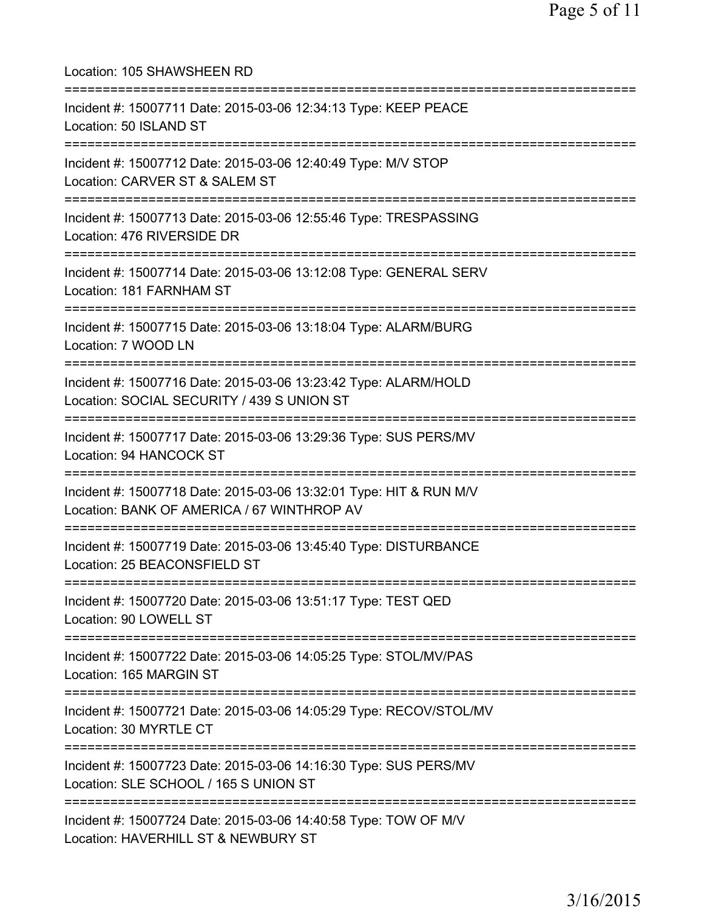Location: 105 SHAWSHEEN RD

===========================================================================

Incident #: 15007711 Date: 2015-03-06 12:34:13 Type: KEEP PEACE
Location: 50 ISLAND ST

===========================================================================

Incident #: 15007712 Date: 2015-03-06 12:40:49 Type: M/V STOP
Location: CARVER ST & SALEM ST

===========================================================================

Incident #: 15007713 Date: 2015-03-06 12:55:46 Type: TRESPASSING
Location: 476 RIVERSIDE DR

===========================================================================

Incident #: 15007714 Date: 2015-03-06 13:12:08 Type: GENERAL SERV
Location: 181 FARNHAM ST

===========================================================================

Incident #: 15007715 Date: 2015-03-06 13:18:04 Type: ALARM/BURG
Location: 7 WOOD LN

===========================================================================

Incident #: 15007716 Date: 2015-03-06 13:23:42 Type: ALARM/HOLD
Location: SOCIAL SECURITY / 439 S UNION ST

===========================================================================

Incident #: 15007717 Date: 2015-03-06 13:29:36 Type: SUS PERS/MV
Location: 94 HANCOCK ST

===========================================================================

Incident #: 15007718 Date: 2015-03-06 13:32:01 Type: HIT & RUN M/V
Location: BANK OF AMERICA / 67 WINTHROP AV

===========================================================================

Incident #: 15007719 Date: 2015-03-06 13:45:40 Type: DISTURBANCE
Location: 25 BEACONSFIELD ST

===========================================================================

Incident #: 15007720 Date: 2015-03-06 13:51:17 Type: TEST QED
Location: 90 LOWELL ST

===========================================================================

Incident #: 15007722 Date: 2015-03-06 14:05:25 Type: STOL/MV/PAS
Location: 165 MARGIN ST

===========================================================================

Incident #: 15007721 Date: 2015-03-06 14:05:29 Type: RECOV/STOL/MV
Location: 30 MYRTLE CT

===========================================================================

Incident #: 15007723 Date: 2015-03-06 14:16:30 Type: SUS PERS/MV
Location: SLE SCHOOL / 165 S UNION ST

===========================================================================

Incident #: 15007724 Date: 2015-03-06 14:40:58 Type: TOW OF M/V
Location: HAVERHILL ST & NEWBURY ST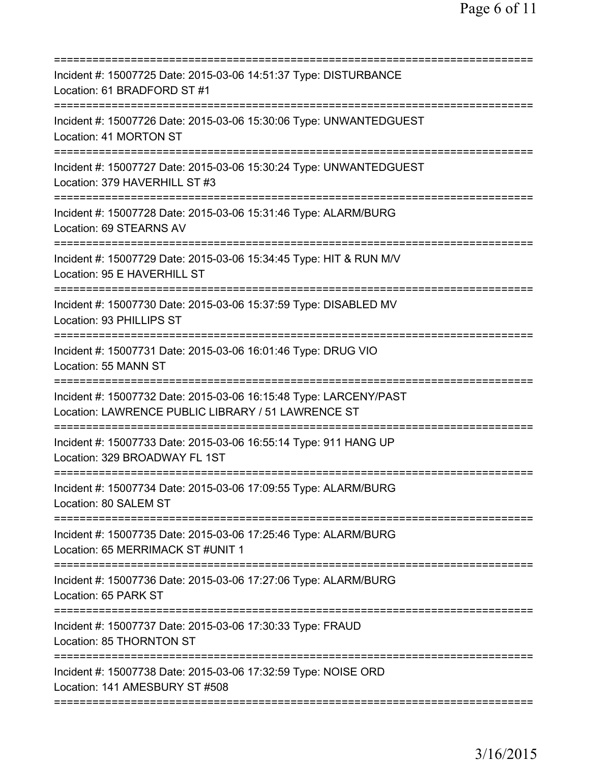===========================================================================

Incident #: 15007725 Date: 2015-03-06 14:51:37 Type: DISTURBANCE
Location: 61 BRADFORD ST #1

===========================================================================

Incident #: 15007726 Date: 2015-03-06 15:30:06 Type: UNWANTEDGUEST
Location: 41 MORTON ST

===========================================================================

Incident #: 15007727 Date: 2015-03-06 15:30:24 Type: UNWANTEDGUEST
Location: 379 HAVERHILL ST #3

===========================================================================

Incident #: 15007728 Date: 2015-03-06 15:31:46 Type: ALARM/BURG
Location: 69 STEARNS AV

===========================================================================

Incident #: 15007729 Date: 2015-03-06 15:34:45 Type: HIT & RUN M/V
Location: 95 E HAVERHILL ST

===========================================================================

Incident #: 15007730 Date: 2015-03-06 15:37:59 Type: DISABLED MV
Location: 93 PHILLIPS ST

===========================================================================

Incident #: 15007731 Date: 2015-03-06 16:01:46 Type: DRUG VIO
Location: 55 MANN ST

===========================================================================

Incident #: 15007732 Date: 2015-03-06 16:15:48 Type: LARCENY/PAST
Location: LAWRENCE PUBLIC LIBRARY / 51 LAWRENCE ST

===========================================================================

Incident #: 15007733 Date: 2015-03-06 16:55:14 Type: 911 HANG UP
Location: 329 BROADWAY FL 1ST

===========================================================================

Incident #: 15007734 Date: 2015-03-06 17:09:55 Type: ALARM/BURG
Location: 80 SALEM ST

===========================================================================

Incident #: 15007735 Date: 2015-03-06 17:25:46 Type: ALARM/BURG
Location: 65 MERRIMACK ST #UNIT 1

===========================================================================

Incident #: 15007736 Date: 2015-03-06 17:27:06 Type: ALARM/BURG
Location: 65 PARK ST

===========================================================================

Incident #: 15007737 Date: 2015-03-06 17:30:33 Type: FRAUD
Location: 85 THORNTON ST

===========================================================================

Incident #: 15007738 Date: 2015-03-06 17:32:59 Type: NOISE ORD
Location: 141 AMESBURY ST #508

===========================================================================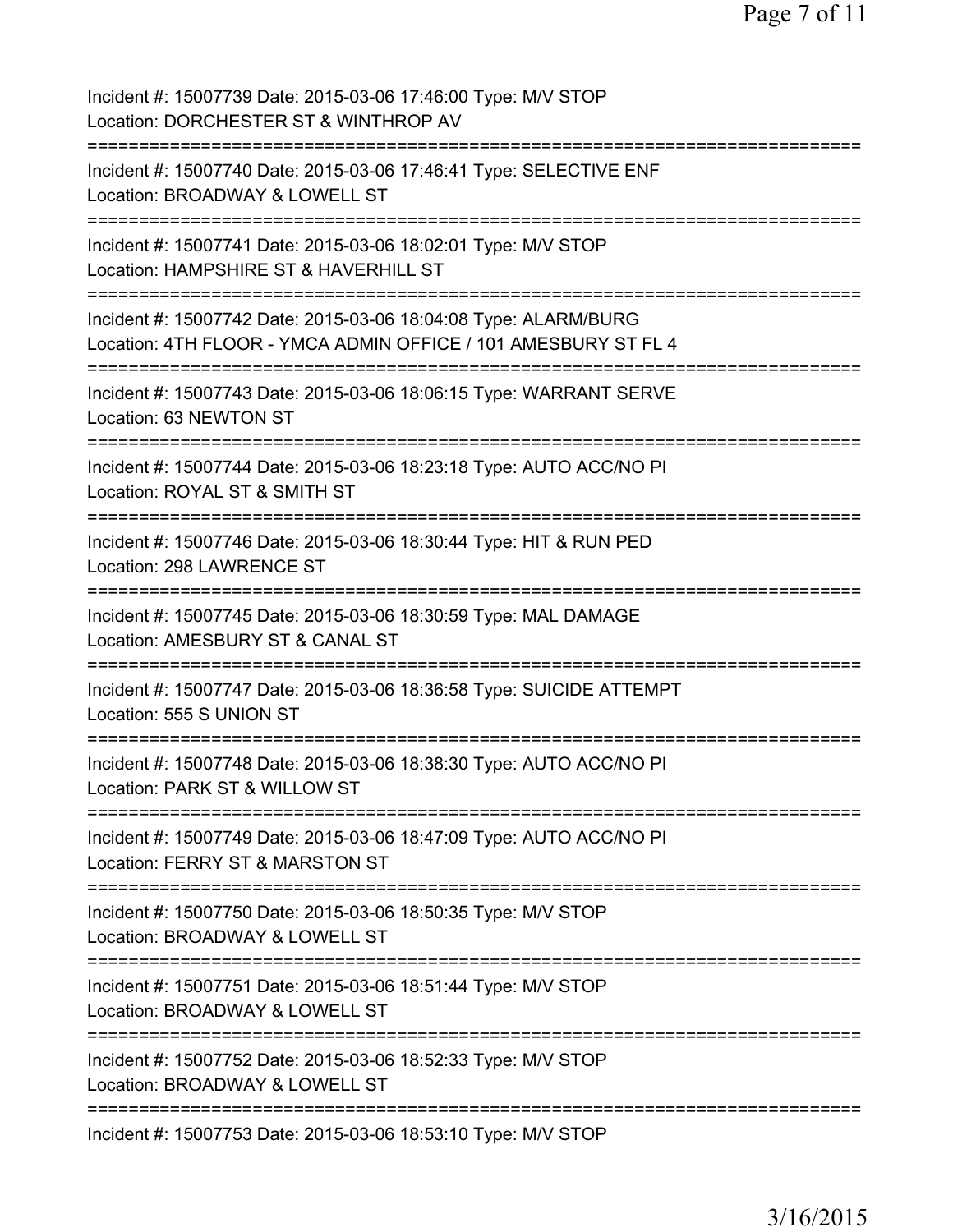Incident #: 15007739 Date: 2015-03-06 17:46:00 Type: M/V STOP
Location: DORCHESTER ST & WINTHROP AV
===========================================================================
Incident #: 15007740 Date: 2015-03-06 17:46:41 Type: SELECTIVE ENF
Location: BROADWAY & LOWELL ST
===========================================================================
Incident #: 15007741 Date: 2015-03-06 18:02:01 Type: M/V STOP
Location: HAMPSHIRE ST & HAVERHILL ST
===========================================================================
Incident #: 15007742 Date: 2015-03-06 18:04:08 Type: ALARM/BURG
Location: 4TH FLOOR - YMCA ADMIN OFFICE / 101 AMESBURY ST FL 4
===========================================================================
Incident #: 15007743 Date: 2015-03-06 18:06:15 Type: WARRANT SERVE
Location: 63 NEWTON ST
===========================================================================
Incident #: 15007744 Date: 2015-03-06 18:23:18 Type: AUTO ACC/NO PI
Location: ROYAL ST & SMITH ST
===========================================================================
Incident #: 15007746 Date: 2015-03-06 18:30:44 Type: HIT & RUN PED
Location: 298 LAWRENCE ST
===========================================================================
Incident #: 15007745 Date: 2015-03-06 18:30:59 Type: MAL DAMAGE
Location: AMESBURY ST & CANAL ST
===========================================================================
Incident #: 15007747 Date: 2015-03-06 18:36:58 Type: SUICIDE ATTEMPT
Location: 555 S UNION ST
===========================================================================
Incident #: 15007748 Date: 2015-03-06 18:38:30 Type: AUTO ACC/NO PI
Location: PARK ST & WILLOW ST
===========================================================================
Incident #: 15007749 Date: 2015-03-06 18:47:09 Type: AUTO ACC/NO PI
Location: FERRY ST & MARSTON ST
===========================================================================
Incident #: 15007750 Date: 2015-03-06 18:50:35 Type: M/V STOP
Location: BROADWAY & LOWELL ST
===========================================================================
Incident #: 15007751 Date: 2015-03-06 18:51:44 Type: M/V STOP
Location: BROADWAY & LOWELL ST
===========================================================================
Incident #: 15007752 Date: 2015-03-06 18:52:33 Type: M/V STOP
Location: BROADWAY & LOWELL ST
===========================================================================
Incident #: 15007753 Date: 2015-03-06 18:53:10 Type: M/V STOP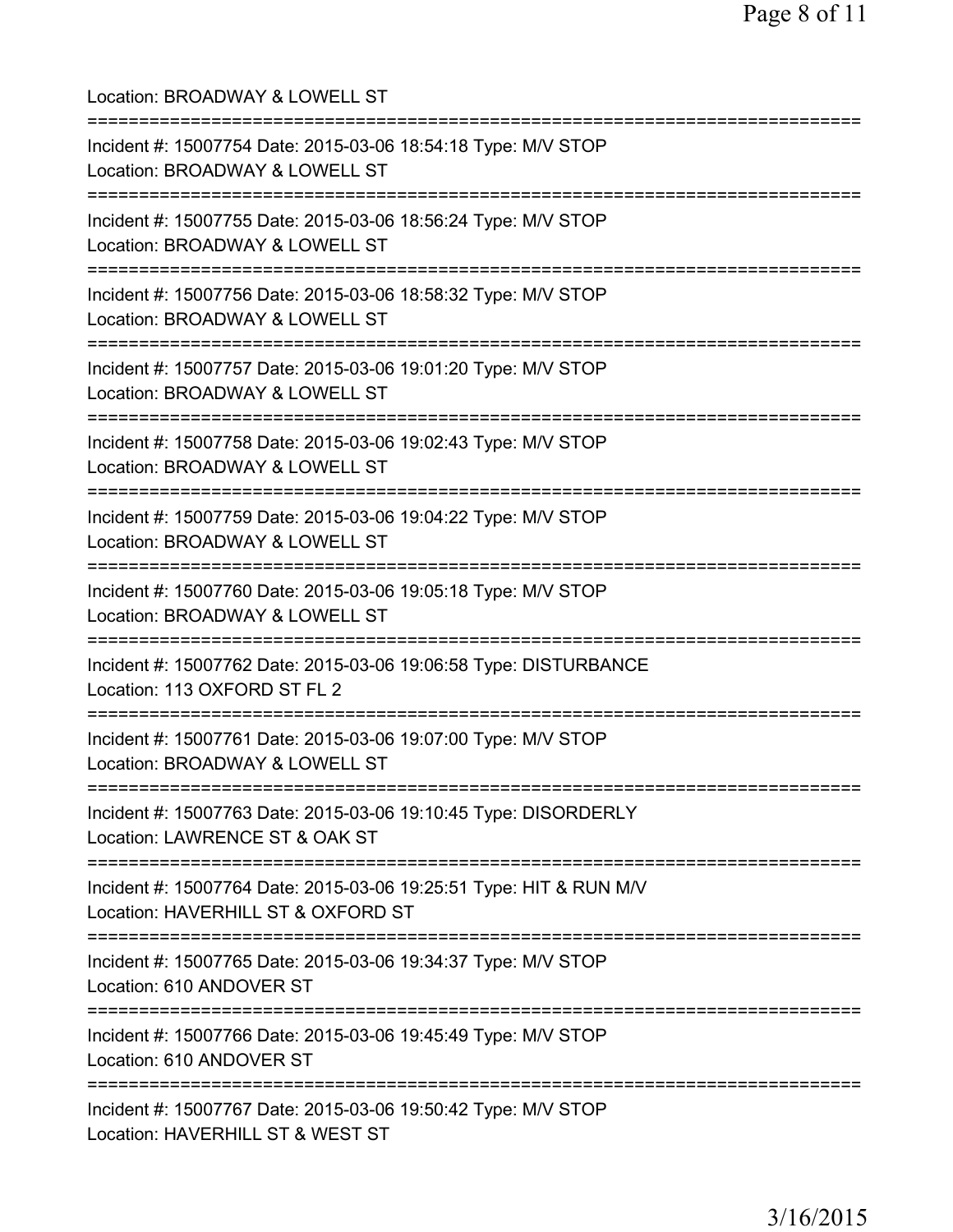Location: BROADWAY & LOWELL ST

===========================================================================

Incident #: 15007754 Date: 2015-03-06 18:54:18 Type: M/V STOP
Location: BROADWAY & LOWELL ST

===========================================================================

Incident #: 15007755 Date: 2015-03-06 18:56:24 Type: M/V STOP
Location: BROADWAY & LOWELL ST

===========================================================================

Incident #: 15007756 Date: 2015-03-06 18:58:32 Type: M/V STOP
Location: BROADWAY & LOWELL ST

===========================================================================

Incident #: 15007757 Date: 2015-03-06 19:01:20 Type: M/V STOP
Location: BROADWAY & LOWELL ST

===========================================================================

Incident #: 15007758 Date: 2015-03-06 19:02:43 Type: M/V STOP
Location: BROADWAY & LOWELL ST

===========================================================================

Incident #: 15007759 Date: 2015-03-06 19:04:22 Type: M/V STOP
Location: BROADWAY & LOWELL ST

===========================================================================

Incident #: 15007760 Date: 2015-03-06 19:05:18 Type: M/V STOP
Location: BROADWAY & LOWELL ST

===========================================================================

Incident #: 15007762 Date: 2015-03-06 19:06:58 Type: DISTURBANCE
Location: 113 OXFORD ST FL 2

===========================================================================

Incident #: 15007761 Date: 2015-03-06 19:07:00 Type: M/V STOP
Location: BROADWAY & LOWELL ST

===========================================================================

Incident #: 15007763 Date: 2015-03-06 19:10:45 Type: DISORDERLY
Location: LAWRENCE ST & OAK ST

===========================================================================

Incident #: 15007764 Date: 2015-03-06 19:25:51 Type: HIT & RUN M/V
Location: HAVERHILL ST & OXFORD ST

===========================================================================

Incident #: 15007765 Date: 2015-03-06 19:34:37 Type: M/V STOP
Location: 610 ANDOVER ST

===========================================================================

Incident #: 15007766 Date: 2015-03-06 19:45:49 Type: M/V STOP
Location: 610 ANDOVER ST

===========================================================================

Incident #: 15007767 Date: 2015-03-06 19:50:42 Type: M/V STOP
Location: HAVERHILL ST & WEST ST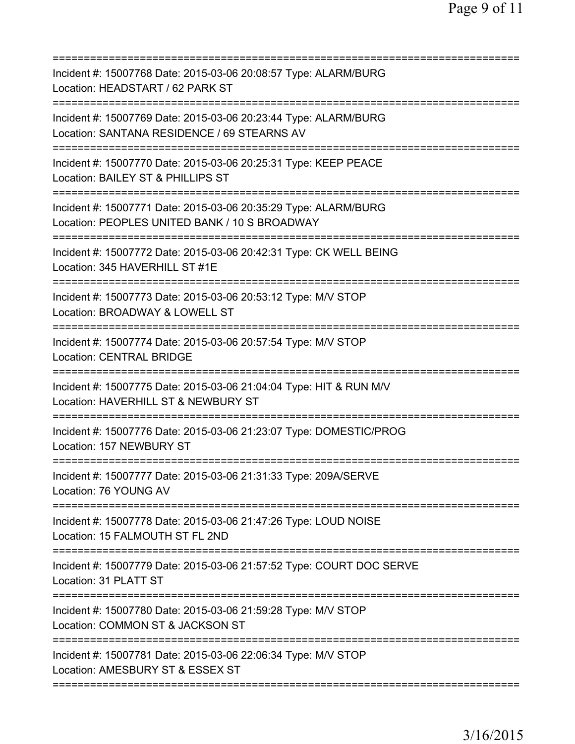Incident #: 15007768 Date: 2015-03-06 20:08:57 Type: ALARM/BURG
Location: HEADSTART / 62 PARK ST

Incident #: 15007769 Date: 2015-03-06 20:23:44 Type: ALARM/BURG
Location: SANTANA RESIDENCE / 69 STEARNS AV

Incident #: 15007770 Date: 2015-03-06 20:25:31 Type: KEEP PEACE
Location: BAILEY ST & PHILLIPS ST

Incident #: 15007771 Date: 2015-03-06 20:35:29 Type: ALARM/BURG
Location: PEOPLES UNITED BANK / 10 S BROADWAY

Incident #: 15007772 Date: 2015-03-06 20:42:31 Type: CK WELL BEING
Location: 345 HAVERHILL ST #1E

Incident #: 15007773 Date: 2015-03-06 20:53:12 Type: M/V STOP
Location: BROADWAY & LOWELL ST

Incident #: 15007774 Date: 2015-03-06 20:57:54 Type: M/V STOP
Location: CENTRAL BRIDGE

Incident #: 15007775 Date: 2015-03-06 21:04:04 Type: HIT & RUN M/V
Location: HAVERHILL ST & NEWBURY ST

Incident #: 15007776 Date: 2015-03-06 21:23:07 Type: DOMESTIC/PROG
Location: 157 NEWBURY ST

Incident #: 15007777 Date: 2015-03-06 21:31:33 Type: 209A/SERVE
Location: 76 YOUNG AV

Incident #: 15007778 Date: 2015-03-06 21:47:26 Type: LOUD NOISE
Location: 15 FALMOUTH ST FL 2ND

Incident #: 15007779 Date: 2015-03-06 21:57:52 Type: COURT DOC SERVE
Location: 31 PLATT ST

Incident #: 15007780 Date: 2015-03-06 21:59:28 Type: M/V STOP
Location: COMMON ST & JACKSON ST

Incident #: 15007781 Date: 2015-03-06 22:06:34 Type: M/V STOP
Location: AMESBURY ST & ESSEX ST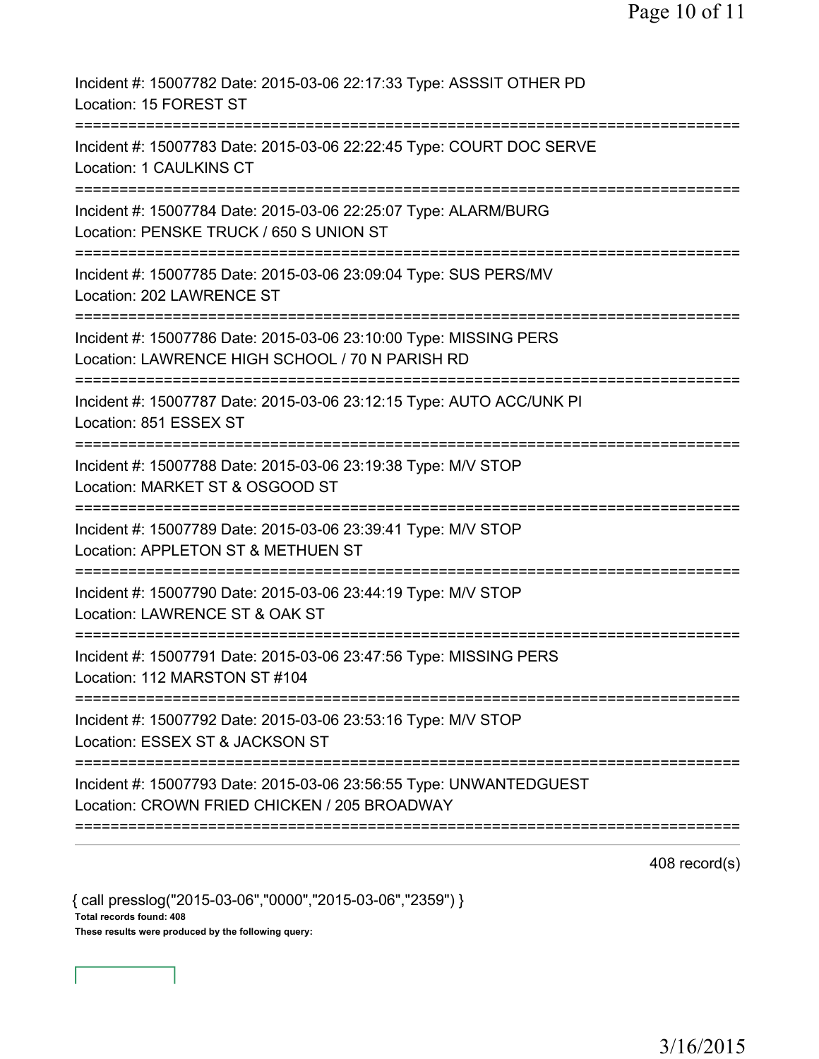Incident #: 15007782 Date: 2015-03-06 22:17:33 Type: ASSSIT OTHER PD
Location: 15 FOREST ST

===========================================================================

Incident #: 15007783 Date: 2015-03-06 22:22:45 Type: COURT DOC SERVE
Location: 1 CAULKINS CT

===========================================================================

Incident #: 15007784 Date: 2015-03-06 22:25:07 Type: ALARM/BURG
Location: PENSKE TRUCK / 650 S UNION ST

===========================================================================

Incident #: 15007785 Date: 2015-03-06 23:09:04 Type: SUS PERS/MV
Location: 202 LAWRENCE ST

===========================================================================

Incident #: 15007786 Date: 2015-03-06 23:10:00 Type: MISSING PERS
Location: LAWRENCE HIGH SCHOOL / 70 N PARISH RD

===========================================================================

Incident #: 15007787 Date: 2015-03-06 23:12:15 Type: AUTO ACC/UNK PI
Location: 851 ESSEX ST

===========================================================================

Incident #: 15007788 Date: 2015-03-06 23:19:38 Type: M/V STOP
Location: MARKET ST & OSGOOD ST

===========================================================================

Incident #: 15007789 Date: 2015-03-06 23:39:41 Type: M/V STOP
Location: APPLETON ST & METHUEN ST

===========================================================================

Incident #: 15007790 Date: 2015-03-06 23:44:19 Type: M/V STOP
Location: LAWRENCE ST & OAK ST

===========================================================================

Incident #: 15007791 Date: 2015-03-06 23:47:56 Type: MISSING PERS
Location: 112 MARSTON ST #104

===========================================================================

Incident #: 15007792 Date: 2015-03-06 23:53:16 Type: M/V STOP
Location: ESSEX ST & JACKSON ST

===========================================================================

Incident #: 15007793 Date: 2015-03-06 23:56:55 Type: UNWANTEDGUEST
Location: CROWN FRIED CHICKEN / 205 BROADWAY

===========================================================================

408 record(s)

{ call presslog("2015-03-06","0000","2015-03-06","2359") }

**Total records found: 408**

**These results were produced by the following query:**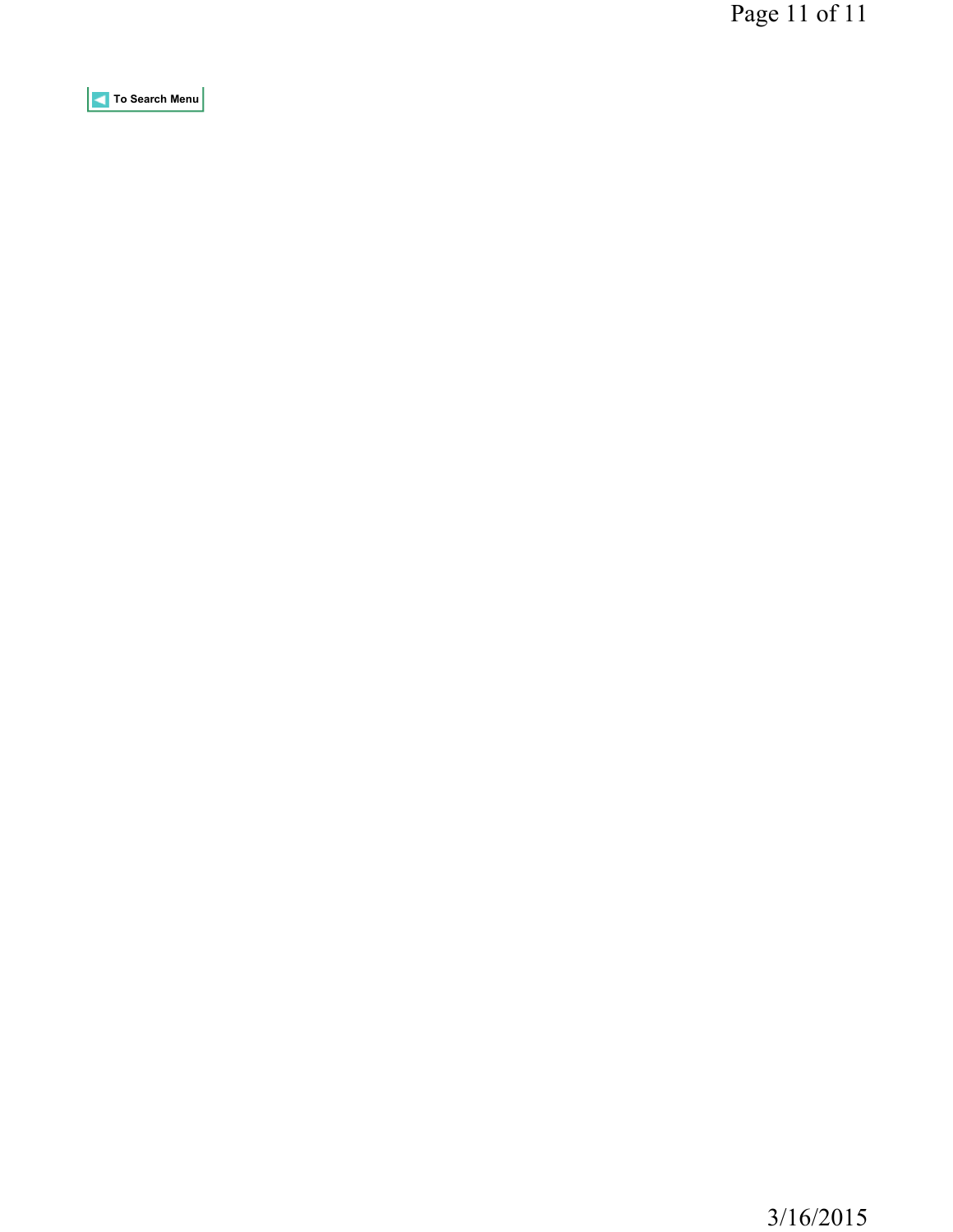To Search Menu